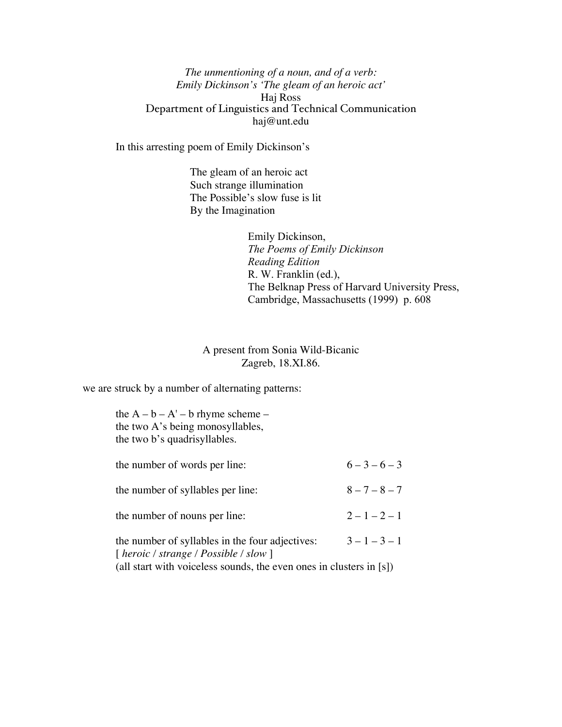*The unmentioning of a noun, and of a verb:*
*Emily Dickinson's 'The gleam of an heroic act'*

Haj Ross
Department of Linguistics and Technical Communication
haj@unt.edu

In this arresting poem of Emily Dickinson's

> The gleam of an heroic act
> Such strange illumination
> The Possible's slow fuse is lit
> By the Imagination

> Emily Dickinson,
> *The Poems of Emily Dickinson*
> *Reading Edition*
> R. W. Franklin (ed.),
> The Belknap Press of Harvard University Press,
> Cambridge, Massachusetts (1999) p. 608

A present from Sonia Wild-Bicanic
Zagreb, 18.XI.86.

we are struck by a number of alternating patterns:

the A – b – A' – b rhyme scheme –
the two A's being monosyllables,
the two b's quadrisyllables.

| | |
|---|---|
| the number of words per line: | 6 – 3 – 6 – 3 |
| the number of syllables per line: | 8 – 7 – 8 – 7 |
| the number of nouns per line: | 2 – 1 – 2 – 1 |
| the number of syllables in the four adjectives: | 3 – 1 – 3 – 1 |

[ *heroic* / *strange* / *Possible* / *slow* ]
(all start with voiceless sounds, the even ones in clusters in [s])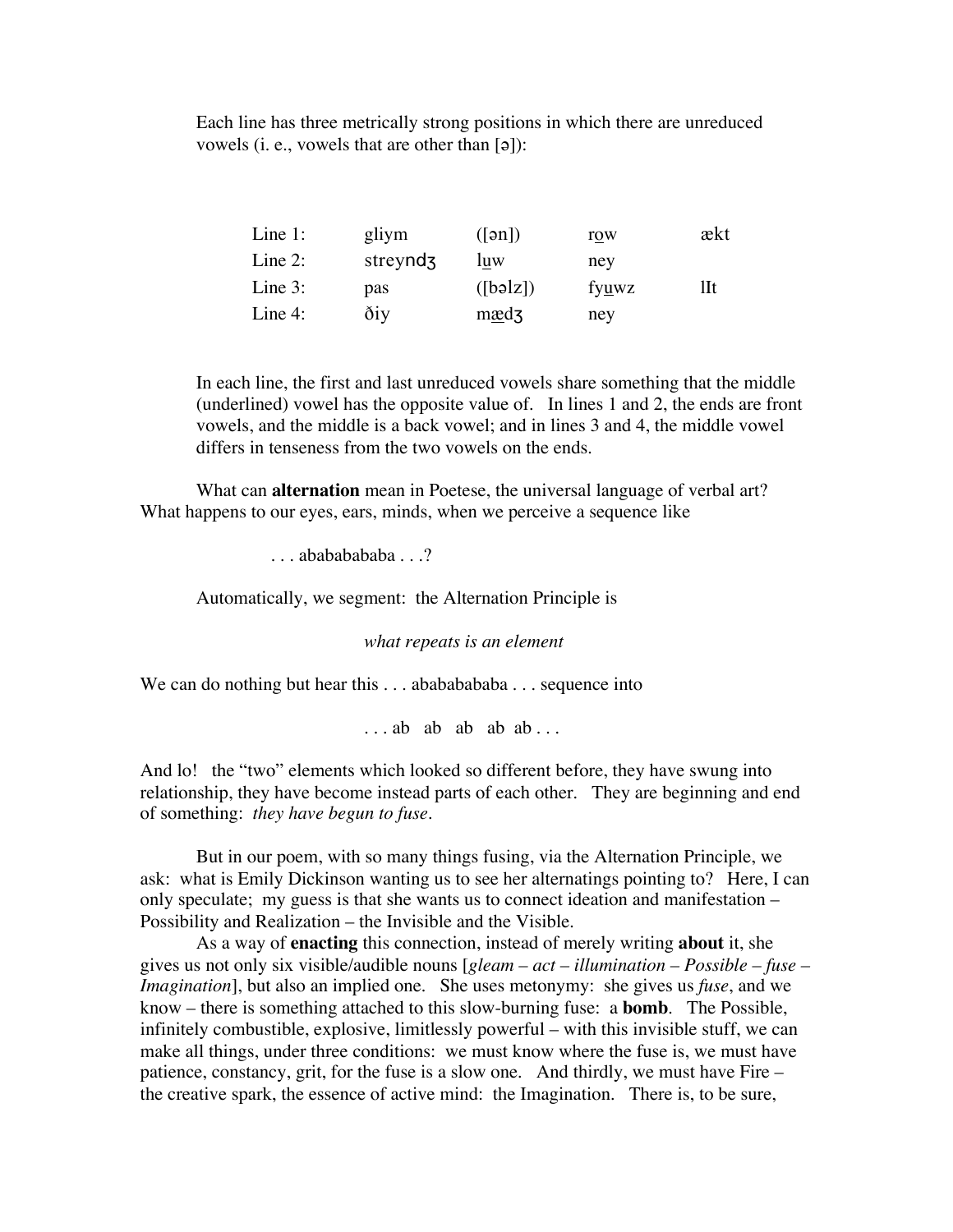Each line has three metrically strong positions in which there are unreduced vowels (i. e., vowels that are other than [ə]):

| | | | | |
|---|---|---|---|---|
| Line 1: | gliym | ([ən]) | r<u>o</u>w | ækt |
| Line 2: | streyndʒ | l<u>u</u>w | ney | |
| Line 3: | pas | ([bəlz]) | fy<u>u</u>wz | lIt |
| Line 4: | ðiy | m<u>æ</u>dʒ | ney | |

In each line, the first and last unreduced vowels share something that the middle (underlined) vowel has the opposite value of. In lines 1 and 2, the ends are front vowels, and the middle is a back vowel; and in lines 3 and 4, the middle vowel differs in tenseness from the two vowels on the ends.

What can **alternation** mean in Poetese, the universal language of verbal art? What happens to our eyes, ears, minds, when we perceive a sequence like

. . . abababababa . . .?

Automatically, we segment: the Alternation Principle is

*what repeats is an element*

We can do nothing but hear this . . . abababababa . . . sequence into

. . . ab ab ab ab ab . . .

And lo! the "two" elements which looked so different before, they have swung into relationship, they have become instead parts of each other. They are beginning and end of something: *they have begun to fuse*.

But in our poem, with so many things fusing, via the Alternation Principle, we ask: what is Emily Dickinson wanting us to see her alternatings pointing to? Here, I can only speculate; my guess is that she wants us to connect ideation and manifestation – Possibility and Realization – the Invisible and the Visible.

As a way of **enacting** this connection, instead of merely writing **about** it, she gives us not only six visible/audible nouns [*gleam – act – illumination – Possible – fuse – Imagination*], but also an implied one. She uses metonymy: she gives us *fuse*, and we know – there is something attached to this slow-burning fuse: a **bomb**. The Possible, infinitely combustible, explosive, limitlessly powerful – with this invisible stuff, we can make all things, under three conditions: we must know where the fuse is, we must have patience, constancy, grit, for the fuse is a slow one. And thirdly, we must have Fire – the creative spark, the essence of active mind: the Imagination. There is, to be sure,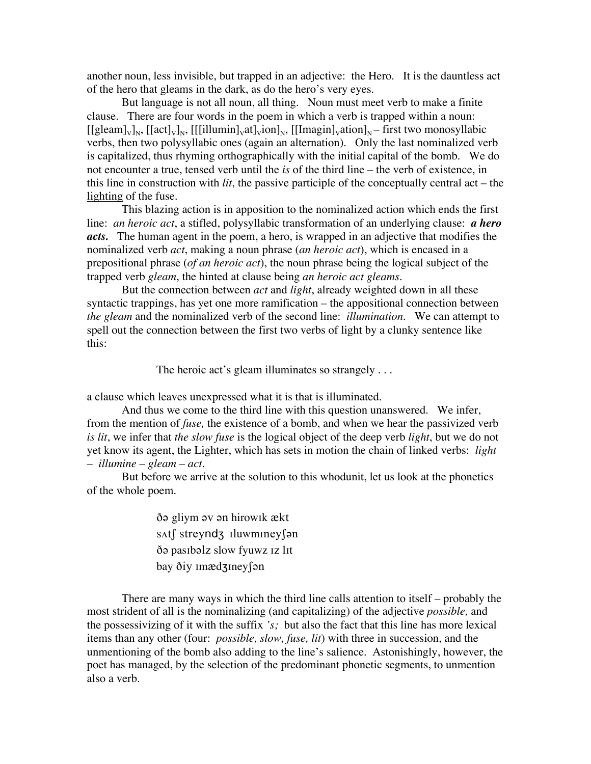another noun, less invisible, but trapped in an adjective: the Hero. It is the dauntless act of the hero that gleams in the dark, as do the hero's very eyes.

But language is not all noun, all thing. Noun must meet verb to make a finite clause. There are four words in the poem in which a verb is trapped within a noun: $[[\text{gleam}]_V]_N$, $[[\text{act}]_V]_N$, $[[[\text{illumin}]_V\text{at}]_V\text{ion}]_N$, $[[\text{Imagin}]_V\text{ation}]_N$ – first two monosyllabic verbs, then two polysyllabic ones (again an alternation). Only the last nominalized verb is capitalized, thus rhyming orthographically with the initial capital of the bomb. We do not encounter a true, tensed verb until the *is* of the third line – the verb of existence, in this line in construction with *lit*, the passive participle of the conceptually central act – the <u>lighting</u> of the fuse.

This blazing action is in apposition to the nominalized action which ends the first line: *an heroic act*, a stifled, polysyllabic transformation of an underlying clause: ***a hero acts.*** The human agent in the poem, a hero, is wrapped in an adjective that modifies the nominalized verb *act*, making a noun phrase (*an heroic act*), which is encased in a prepositional phrase (*of an heroic act*), the noun phrase being the logical subject of the trapped verb *gleam*, the hinted at clause being *an heroic act gleams*.

But the connection between *act* and *light*, already weighted down in all these syntactic trappings, has yet one more ramification – the appositional connection between *the gleam* and the nominalized verb of the second line: *illumination*. We can attempt to spell out the connection between the first two verbs of light by a clunky sentence like this:

> The heroic act's gleam illuminates so strangely . . .

a clause which leaves unexpressed what it is that is illuminated.

And thus we come to the third line with this question unanswered. We infer, from the mention of *fuse,* the existence of a bomb, and when we hear the passivized verb *is lit*, we infer that *the slow fuse* is the logical object of the deep verb *light*, but we do not yet know its agent, the Lighter, which has sets in motion the chain of linked verbs: *light – illumine – gleam – act*.

But before we arrive at the solution to this whodunit, let us look at the phonetics of the whole poem.

> ðə gliym əv ən hirowɪk ækt
> sʌtʃ streyndʒ ɪluwmɪneyʃən
> ðə pasɪbəlz slow fyuwz ɪz lɪt
> bay ðiy ɪmædʒɪneyʃən

There are many ways in which the third line calls attention to itself – probably the most strident of all is the nominalizing (and capitalizing) of the adjective *possible,* and the possessivizing of it with the suffix *'s;* but also the fact that this line has more lexical items than any other (four: *possible, slow, fuse, lit*) with three in succession, and the unmentioning of the bomb also adding to the line's salience. Astonishingly, however, the poet has managed, by the selection of the predominant phonetic segments, to unmention also a verb.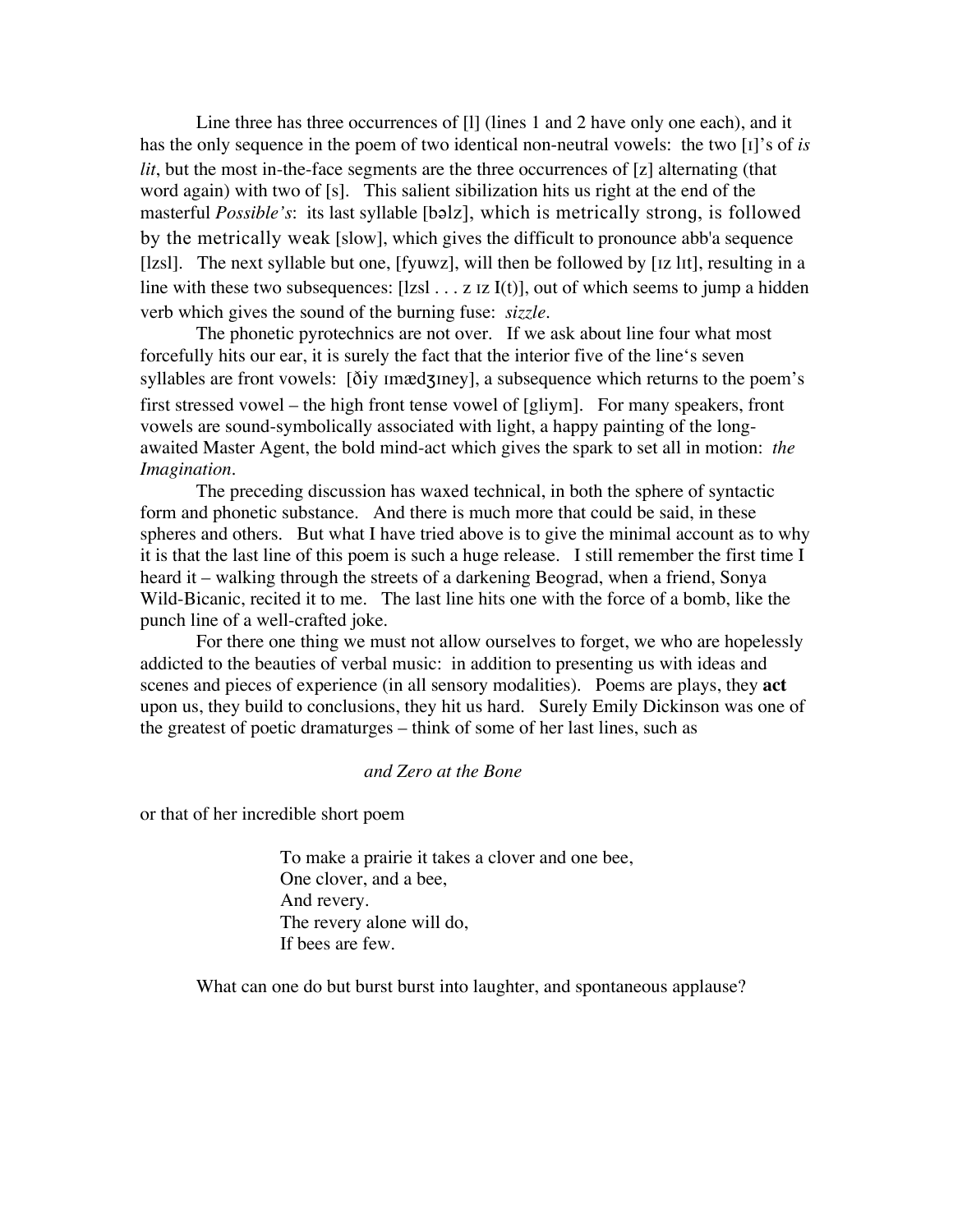Line three has three occurrences of [l] (lines 1 and 2 have only one each), and it has the only sequence in the poem of two identical non-neutral vowels: the two [ɪ]'s of *is lit*, but the most in-the-face segments are the three occurrences of [z] alternating (that word again) with two of [s]. This salient sibilization hits us right at the end of the masterful *Possible's*: its last syllable [bəlz], which is metrically strong, is followed by the metrically weak [slow], which gives the difficult to pronounce abb'a sequence [lzsl]. The next syllable but one, [fyuwz], will then be followed by [ɪz lɪt], resulting in a line with these two subsequences: [lzsl . . . z ɪz I(t)], out of which seems to jump a hidden verb which gives the sound of the burning fuse: *sizzle*.

The phonetic pyrotechnics are not over. If we ask about line four what most forcefully hits our ear, it is surely the fact that the interior five of the line's seven syllables are front vowels: [ðiy ɪmædʒɪney], a subsequence which returns to the poem's first stressed vowel – the high front tense vowel of [gliym]. For many speakers, front vowels are sound-symbolically associated with light, a happy painting of the long-awaited Master Agent, the bold mind-act which gives the spark to set all in motion: *the Imagination*.

The preceding discussion has waxed technical, in both the sphere of syntactic form and phonetic substance. And there is much more that could be said, in these spheres and others. But what I have tried above is to give the minimal account as to why it is that the last line of this poem is such a huge release. I still remember the first time I heard it – walking through the streets of a darkening Beograd, when a friend, Sonya Wild-Bicanic, recited it to me. The last line hits one with the force of a bomb, like the punch line of a well-crafted joke.

For there one thing we must not allow ourselves to forget, we who are hopelessly addicted to the beauties of verbal music: in addition to presenting us with ideas and scenes and pieces of experience (in all sensory modalities). Poems are plays, they **act** upon us, they build to conclusions, they hit us hard. Surely Emily Dickinson was one of the greatest of poetic dramaturges – think of some of her last lines, such as

*and Zero at the Bone*

or that of her incredible short poem

> To make a prairie it takes a clover and one bee,
> One clover, and a bee,
> And revery.
> The revery alone will do,
> If bees are few.

What can one do but burst burst into laughter, and spontaneous applause?